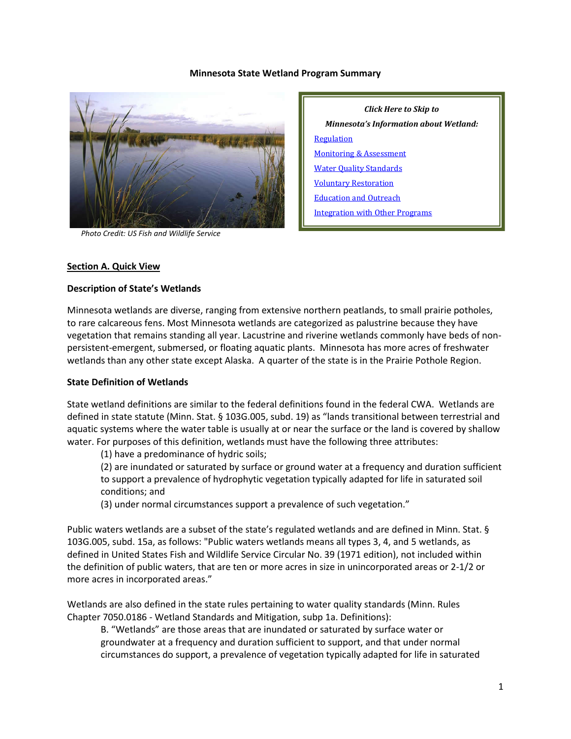# Minnesota State Wetland Program Summary

Photo Credit: US Fish and Wildlife Service

*Click Here to Skip to*

***Minnesota's Information about Wetland:***

[Regulation]

[Monitoring & Assessment]

[Water Quality Standards]

[Voluntary Restoration]

[Education and Outreach]

[Integration with Other Programs]

## Section A. Quick View

### Description of State's Wetlands

Minnesota wetlands are diverse, ranging from extensive northern peatlands, to small prairie potholes, to rare calcareous fens. Most Minnesota wetlands are categorized as palustrine because they have vegetation that remains standing all year. Lacustrine and riverine wetlands commonly have beds of non-persistent-emergent, submersed, or floating aquatic plants. Minnesota has more acres of freshwater wetlands than any other state except Alaska. A quarter of the state is in the Prairie Pothole Region.

### State Definition of Wetlands

State wetland definitions are similar to the federal definitions found in the federal CWA. Wetlands are defined in state statute (Minn. Stat. § 103G.005, subd. 19) as "lands transitional between terrestrial and aquatic systems where the water table is usually at or near the surface or the land is covered by shallow water. For purposes of this definition, wetlands must have the following three attributes:

> (1) have a predominance of hydric soils;
> (2) are inundated or saturated by surface or ground water at a frequency and duration sufficient to support a prevalence of hydrophytic vegetation typically adapted for life in saturated soil conditions; and
> (3) under normal circumstances support a prevalence of such vegetation."

Public waters wetlands are a subset of the state's regulated wetlands and are defined in Minn. Stat. § 103G.005, subd. 15a, as follows: "Public waters wetlands means all types 3, 4, and 5 wetlands, as defined in United States Fish and Wildlife Service Circular No. 39 (1971 edition), not included within the definition of public waters, that are ten or more acres in size in unincorporated areas or 2-1/2 or more acres in incorporated areas."

Wetlands are also defined in the state rules pertaining to water quality standards (Minn. Rules Chapter 7050.0186 - Wetland Standards and Mitigation, subp 1a. Definitions):

> B. "Wetlands" are those areas that are inundated or saturated by surface water or groundwater at a frequency and duration sufficient to support, and that under normal circumstances do support, a prevalence of vegetation typically adapted for life in saturated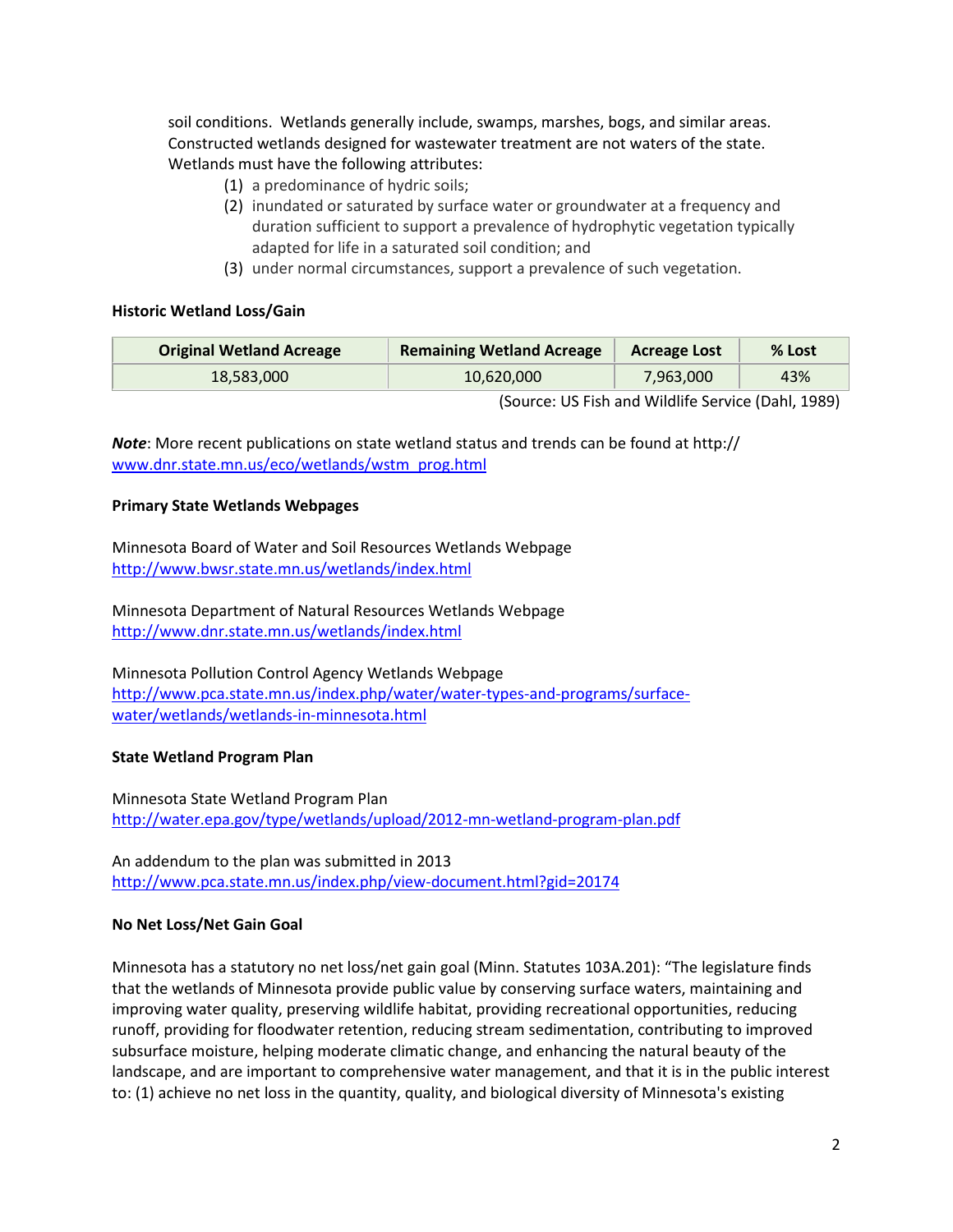soil conditions. Wetlands generally include, swamps, marshes, bogs, and similar areas. Constructed wetlands designed for wastewater treatment are not waters of the state. Wetlands must have the following attributes:

(1) a predominance of hydric soils;
(2) inundated or saturated by surface water or groundwater at a frequency and duration sufficient to support a prevalence of hydrophytic vegetation typically adapted for life in a saturated soil condition; and
(3) under normal circumstances, support a prevalence of such vegetation.

**Historic Wetland Loss/Gain**

| Original Wetland Acreage | Remaining Wetland Acreage | Acreage Lost | % Lost |
|---|---|---|---|
| 18,583,000 | 10,620,000 | 7,963,000 | 43% |

(Source: US Fish and Wildlife Service (Dahl, 1989)

***Note***: More recent publications on state wetland status and trends can be found at http:// www.dnr.state.mn.us/eco/wetlands/wstm_prog.html

**Primary State Wetlands Webpages**

Minnesota Board of Water and Soil Resources Wetlands Webpage
http://www.bwsr.state.mn.us/wetlands/index.html

Minnesota Department of Natural Resources Wetlands Webpage
http://www.dnr.state.mn.us/wetlands/index.html

Minnesota Pollution Control Agency Wetlands Webpage
http://www.pca.state.mn.us/index.php/water/water-types-and-programs/surface-water/wetlands/wetlands-in-minnesota.html

**State Wetland Program Plan**

Minnesota State Wetland Program Plan
http://water.epa.gov/type/wetlands/upload/2012-mn-wetland-program-plan.pdf

An addendum to the plan was submitted in 2013
http://www.pca.state.mn.us/index.php/view-document.html?gid=20174

**No Net Loss/Net Gain Goal**

Minnesota has a statutory no net loss/net gain goal (Minn. Statutes 103A.201): "The legislature finds that the wetlands of Minnesota provide public value by conserving surface waters, maintaining and improving water quality, preserving wildlife habitat, providing recreational opportunities, reducing runoff, providing for floodwater retention, reducing stream sedimentation, contributing to improved subsurface moisture, helping moderate climatic change, and enhancing the natural beauty of the landscape, and are important to comprehensive water management, and that it is in the public interest to: (1) achieve no net loss in the quantity, quality, and biological diversity of Minnesota's existing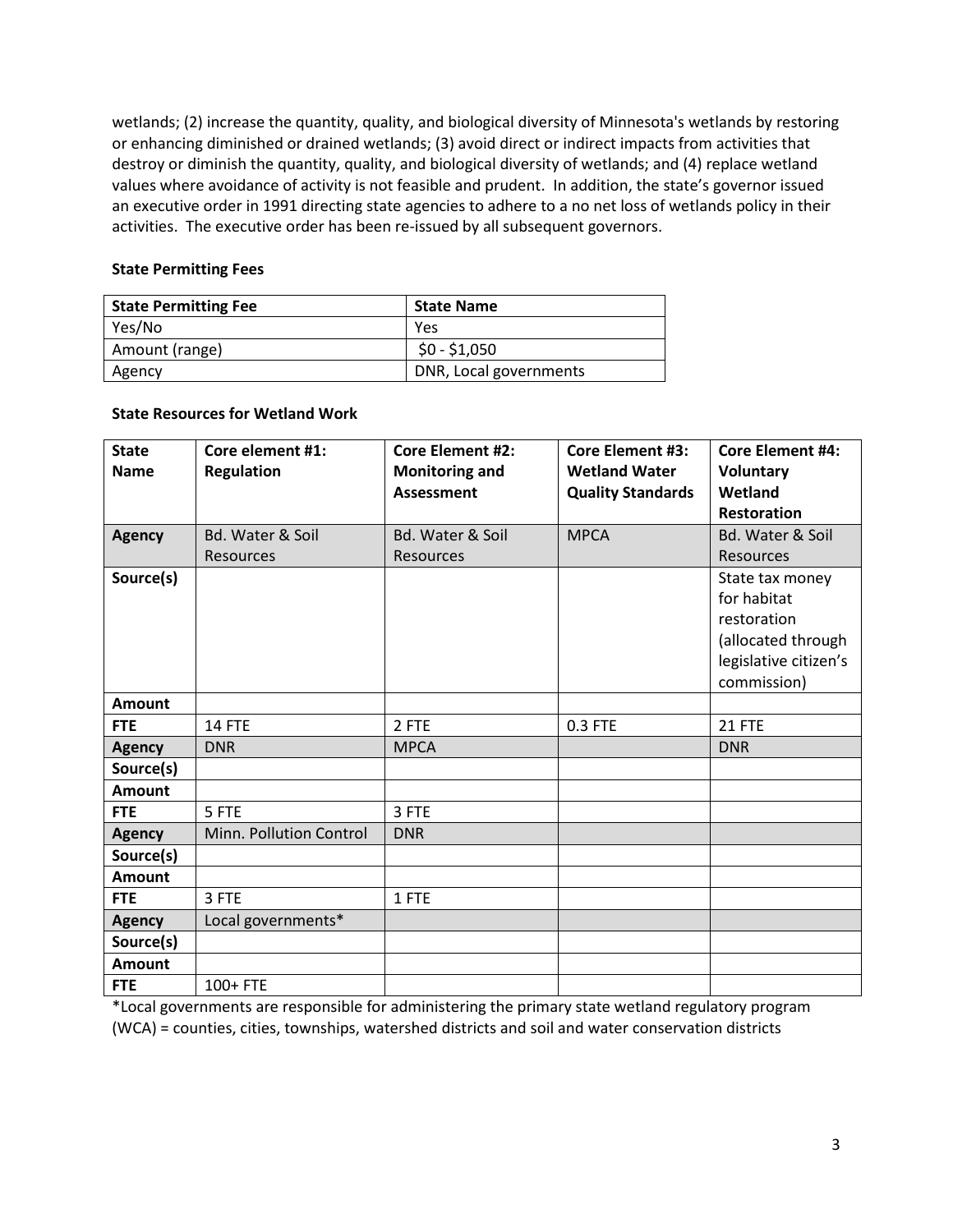wetlands; (2) increase the quantity, quality, and biological diversity of Minnesota's wetlands by restoring or enhancing diminished or drained wetlands; (3) avoid direct or indirect impacts from activities that destroy or diminish the quantity, quality, and biological diversity of wetlands; and (4) replace wetland values where avoidance of activity is not feasible and prudent. In addition, the state's governor issued an executive order in 1991 directing state agencies to adhere to a no net loss of wetlands policy in their activities. The executive order has been re-issued by all subsequent governors.

**State Permitting Fees**

| State Permitting Fee | State Name |
|---|---|
| Yes/No | Yes |
| Amount (range) | $0 - $1,050 |
| Agency | DNR, Local governments |

**State Resources for Wetland Work**

| State Name | Core element #1: Regulation | Core Element #2: Monitoring and Assessment | Core Element #3: Wetland Water Quality Standards | Core Element #4: Voluntary Wetland Restoration |
|---|---|---|---|---|
| **Agency** | Bd. Water & Soil Resources | Bd. Water & Soil Resources | MPCA | Bd. Water & Soil Resources |
| **Source(s)** | | | | State tax money for habitat restoration (allocated through legislative citizen's commission) |
| **Amount** | | | | |
| **FTE** | 14 FTE | 2 FTE | 0.3 FTE | 21 FTE |
| **Agency** | DNR | MPCA | | DNR |
| **Source(s)** | | | | |
| **Amount** | | | | |
| **FTE** | 5 FTE | 3 FTE | | |
| **Agency** | Minn. Pollution Control | DNR | | |
| **Source(s)** | | | | |
| **Amount** | | | | |
| **FTE** | 3 FTE | 1 FTE | | |
| **Agency** | Local governments* | | | |
| **Source(s)** | | | | |
| **Amount** | | | | |
| **FTE** | 100+ FTE | | | |

*Local governments are responsible for administering the primary state wetland regulatory program (WCA) = counties, cities, townships, watershed districts and soil and water conservation districts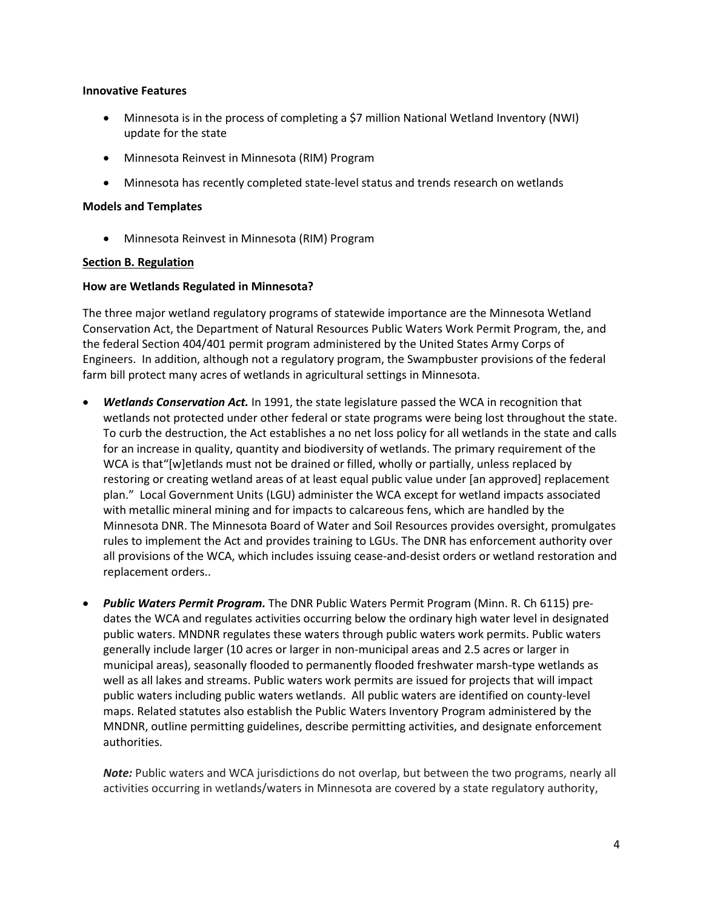**Innovative Features**

- Minnesota is in the process of completing a $7 million National Wetland Inventory (NWI) update for the state
- Minnesota Reinvest in Minnesota (RIM) Program
- Minnesota has recently completed state-level status and trends research on wetlands

**Models and Templates**

- Minnesota Reinvest in Minnesota (RIM) Program

**Section B. Regulation**

**How are Wetlands Regulated in Minnesota?**

The three major wetland regulatory programs of statewide importance are the Minnesota Wetland Conservation Act, the Department of Natural Resources Public Waters Work Permit Program, the, and the federal Section 404/401 permit program administered by the United States Army Corps of Engineers. In addition, although not a regulatory program, the Swampbuster provisions of the federal farm bill protect many acres of wetlands in agricultural settings in Minnesota.

- ***Wetlands Conservation Act.*** In 1991, the state legislature passed the WCA in recognition that wetlands not protected under other federal or state programs were being lost throughout the state. To curb the destruction, the Act establishes a no net loss policy for all wetlands in the state and calls for an increase in quality, quantity and biodiversity of wetlands. The primary requirement of the WCA is that"[w]etlands must not be drained or filled, wholly or partially, unless replaced by restoring or creating wetland areas of at least equal public value under [an approved] replacement plan." Local Government Units (LGU) administer the WCA except for wetland impacts associated with metallic mineral mining and for impacts to calcareous fens, which are handled by the Minnesota DNR. The Minnesota Board of Water and Soil Resources provides oversight, promulgates rules to implement the Act and provides training to LGUs. The DNR has enforcement authority over all provisions of the WCA, which includes issuing cease-and-desist orders or wetland restoration and replacement orders..

- ***Public Waters Permit Program.*** The DNR Public Waters Permit Program (Minn. R. Ch 6115) pre-dates the WCA and regulates activities occurring below the ordinary high water level in designated public waters. MNDNR regulates these waters through public waters work permits. Public waters generally include larger (10 acres or larger in non-municipal areas and 2.5 acres or larger in municipal areas), seasonally flooded to permanently flooded freshwater marsh-type wetlands as well as all lakes and streams. Public waters work permits are issued for projects that will impact public waters including public waters wetlands. All public waters are identified on county-level maps. Related statutes also establish the Public Waters Inventory Program administered by the MNDNR, outline permitting guidelines, describe permitting activities, and designate enforcement authorities.

  ***Note:*** Public waters and WCA jurisdictions do not overlap, but between the two programs, nearly all activities occurring in wetlands/waters in Minnesota are covered by a state regulatory authority,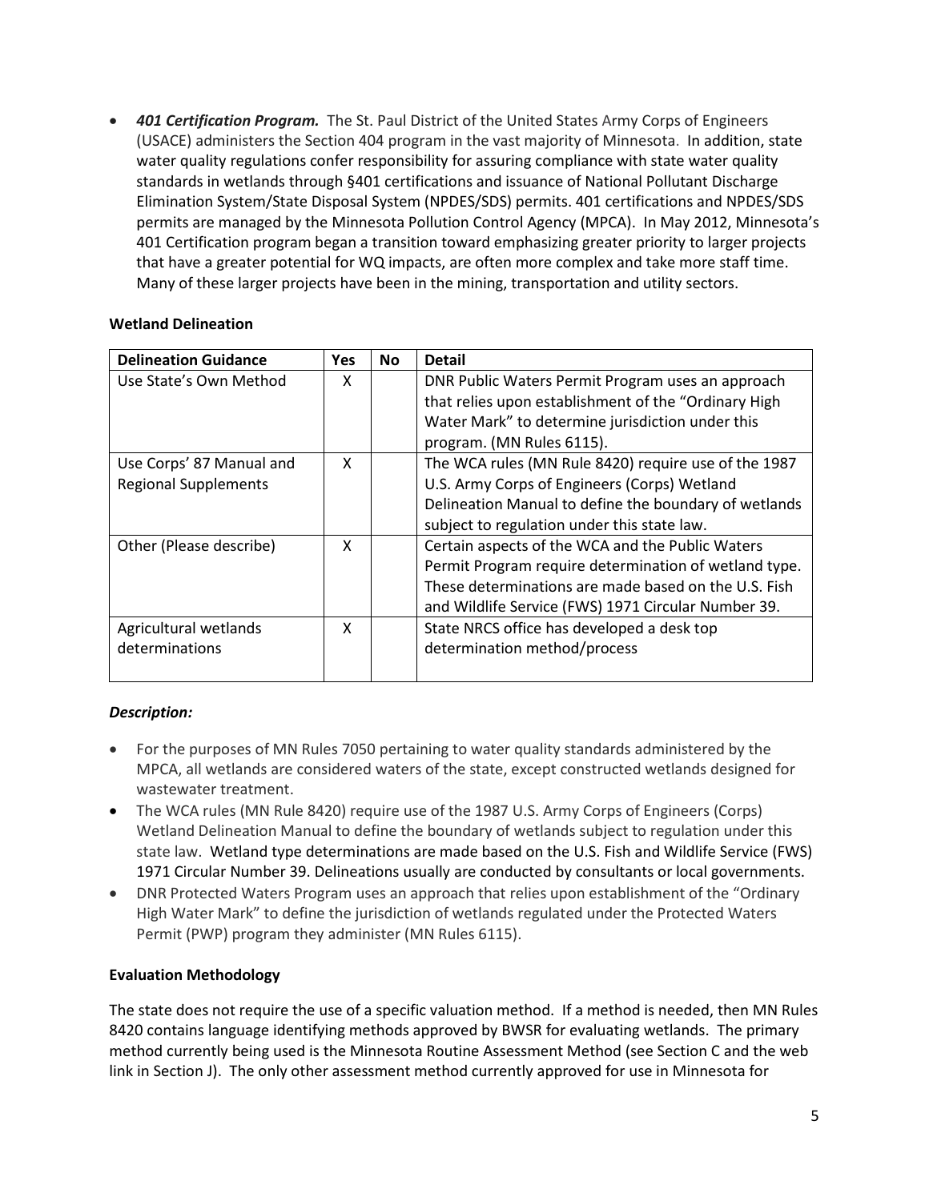- ***401 Certification Program.*** The St. Paul District of the United States Army Corps of Engineers (USACE) administers the Section 404 program in the vast majority of Minnesota. In addition, state water quality regulations confer responsibility for assuring compliance with state water quality standards in wetlands through §401 certifications and issuance of National Pollutant Discharge Elimination System/State Disposal System (NPDES/SDS) permits. 401 certifications and NPDES/SDS permits are managed by the Minnesota Pollution Control Agency (MPCA). In May 2012, Minnesota's 401 Certification program began a transition toward emphasizing greater priority to larger projects that have a greater potential for WQ impacts, are often more complex and take more staff time. Many of these larger projects have been in the mining, transportation and utility sectors.

**Wetland Delineation**

| Delineation Guidance | Yes | No | Detail |
|---|---|---|---|
| Use State's Own Method | X | | DNR Public Waters Permit Program uses an approach that relies upon establishment of the "Ordinary High Water Mark" to determine jurisdiction under this program. (MN Rules 6115). |
| Use Corps' 87 Manual and Regional Supplements | X | | The WCA rules (MN Rule 8420) require use of the 1987 U.S. Army Corps of Engineers (Corps) Wetland Delineation Manual to define the boundary of wetlands subject to regulation under this state law. |
| Other (Please describe) | X | | Certain aspects of the WCA and the Public Waters Permit Program require determination of wetland type. These determinations are made based on the U.S. Fish and Wildlife Service (FWS) 1971 Circular Number 39. |
| Agricultural wetlands determinations | X | | State NRCS office has developed a desk top determination method/process |

***Description:***

- For the purposes of MN Rules 7050 pertaining to water quality standards administered by the MPCA, all wetlands are considered waters of the state, except constructed wetlands designed for wastewater treatment.
- The WCA rules (MN Rule 8420) require use of the 1987 U.S. Army Corps of Engineers (Corps) Wetland Delineation Manual to define the boundary of wetlands subject to regulation under this state law. Wetland type determinations are made based on the U.S. Fish and Wildlife Service (FWS) 1971 Circular Number 39. Delineations usually are conducted by consultants or local governments.
- DNR Protected Waters Program uses an approach that relies upon establishment of the "Ordinary High Water Mark" to define the jurisdiction of wetlands regulated under the Protected Waters Permit (PWP) program they administer (MN Rules 6115).

**Evaluation Methodology**

The state does not require the use of a specific valuation method. If a method is needed, then MN Rules 8420 contains language identifying methods approved by BWSR for evaluating wetlands. The primary method currently being used is the Minnesota Routine Assessment Method (see Section C and the web link in Section J). The only other assessment method currently approved for use in Minnesota for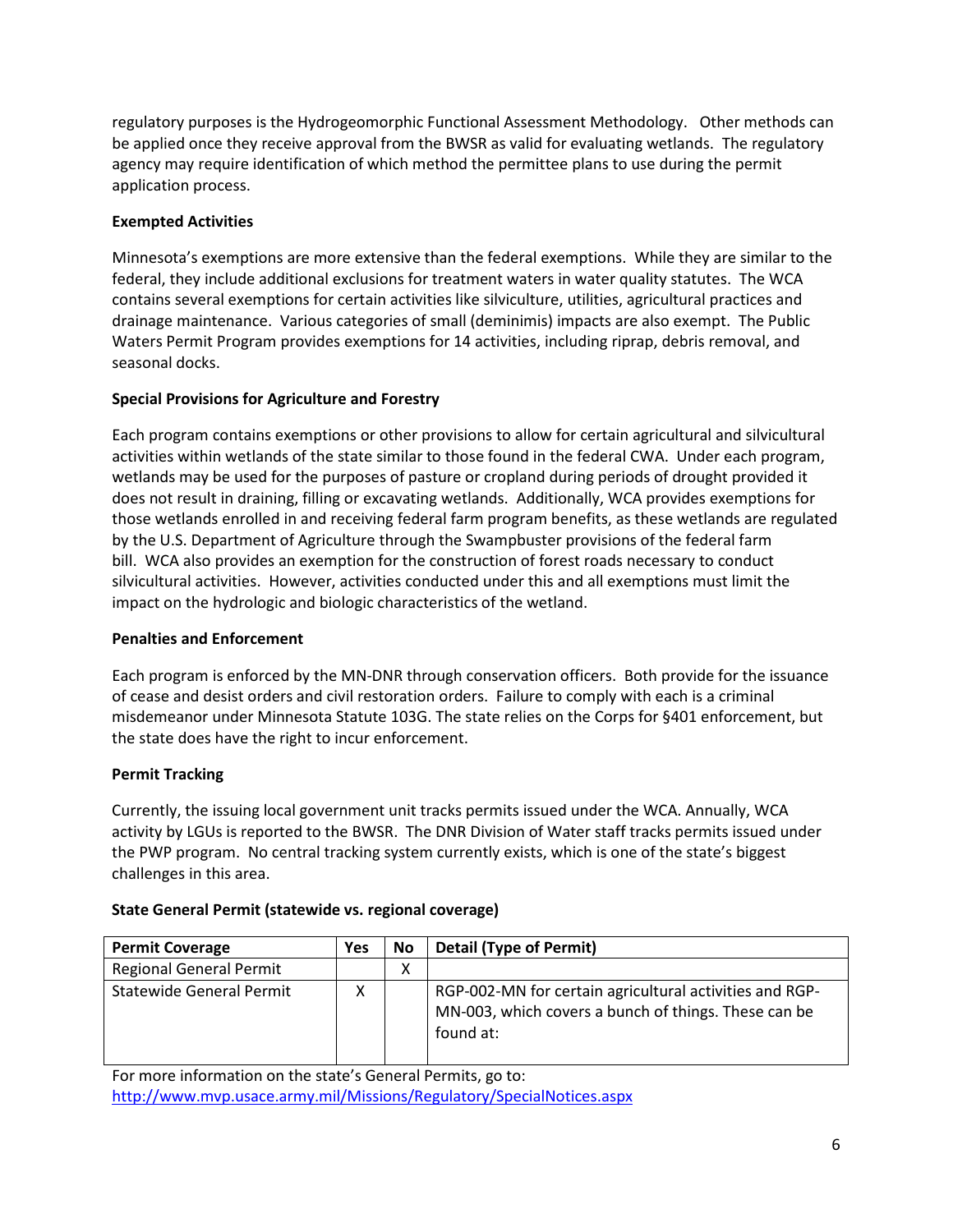regulatory purposes is the Hydrogeomorphic Functional Assessment Methodology. Other methods can be applied once they receive approval from the BWSR as valid for evaluating wetlands. The regulatory agency may require identification of which method the permittee plans to use during the permit application process.

**Exempted Activities**

Minnesota's exemptions are more extensive than the federal exemptions. While they are similar to the federal, they include additional exclusions for treatment waters in water quality statutes. The WCA contains several exemptions for certain activities like silviculture, utilities, agricultural practices and drainage maintenance. Various categories of small (deminimis) impacts are also exempt. The Public Waters Permit Program provides exemptions for 14 activities, including riprap, debris removal, and seasonal docks.

**Special Provisions for Agriculture and Forestry**

Each program contains exemptions or other provisions to allow for certain agricultural and silvicultural activities within wetlands of the state similar to those found in the federal CWA. Under each program, wetlands may be used for the purposes of pasture or cropland during periods of drought provided it does not result in draining, filling or excavating wetlands. Additionally, WCA provides exemptions for those wetlands enrolled in and receiving federal farm program benefits, as these wetlands are regulated by the U.S. Department of Agriculture through the Swampbuster provisions of the federal farm bill. WCA also provides an exemption for the construction of forest roads necessary to conduct silvicultural activities. However, activities conducted under this and all exemptions must limit the impact on the hydrologic and biologic characteristics of the wetland.

**Penalties and Enforcement**

Each program is enforced by the MN-DNR through conservation officers. Both provide for the issuance of cease and desist orders and civil restoration orders. Failure to comply with each is a criminal misdemeanor under Minnesota Statute 103G. The state relies on the Corps for §401 enforcement, but the state does have the right to incur enforcement.

**Permit Tracking**

Currently, the issuing local government unit tracks permits issued under the WCA. Annually, WCA activity by LGUs is reported to the BWSR. The DNR Division of Water staff tracks permits issued under the PWP program. No central tracking system currently exists, which is one of the state's biggest challenges in this area.

**State General Permit (statewide vs. regional coverage)**

| Permit Coverage | Yes | No | Detail (Type of Permit) |
|---|---|---|---|
| Regional General Permit | | X | |
| Statewide General Permit | X | | RGP-002-MN for certain agricultural activities and RGP-MN-003, which covers a bunch of things. These can be found at: |

For more information on the state's General Permits, go to:
http://www.mvp.usace.army.mil/Missions/Regulatory/SpecialNotices.aspx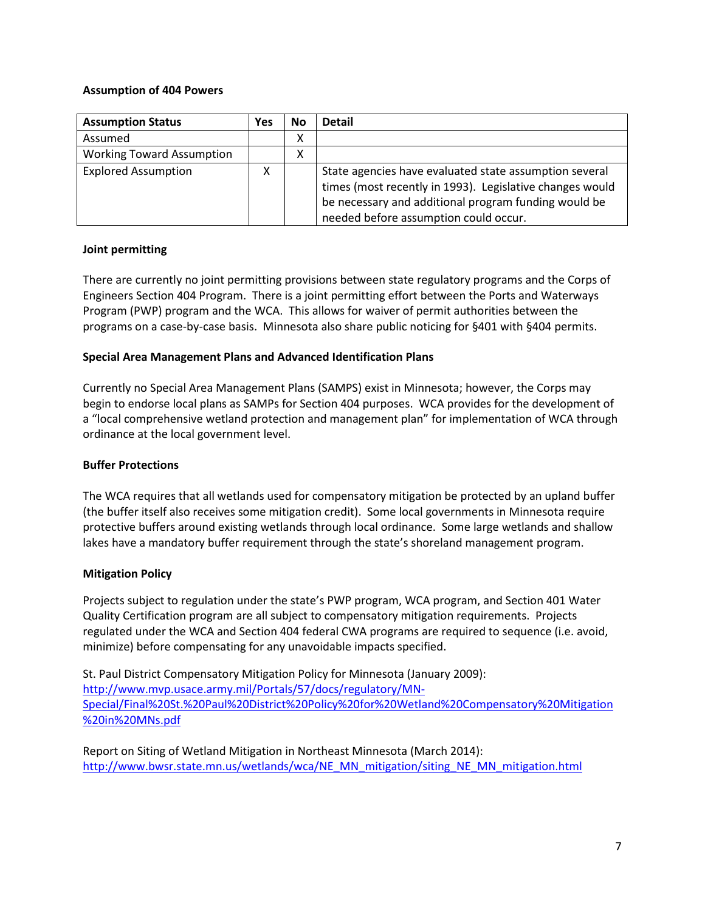**Assumption of 404 Powers**

| Assumption Status | Yes | No | Detail |
| --- | --- | --- | --- |
| Assumed | | X | |
| Working Toward Assumption | | X | |
| Explored Assumption | X | | State agencies have evaluated state assumption several times (most recently in 1993). Legislative changes would be necessary and additional program funding would be needed before assumption could occur. |

**Joint permitting**

There are currently no joint permitting provisions between state regulatory programs and the Corps of Engineers Section 404 Program. There is a joint permitting effort between the Ports and Waterways Program (PWP) program and the WCA. This allows for waiver of permit authorities between the programs on a case-by-case basis. Minnesota also share public noticing for §401 with §404 permits.

**Special Area Management Plans and Advanced Identification Plans**

Currently no Special Area Management Plans (SAMPS) exist in Minnesota; however, the Corps may begin to endorse local plans as SAMPs for Section 404 purposes. WCA provides for the development of a "local comprehensive wetland protection and management plan" for implementation of WCA through ordinance at the local government level.

**Buffer Protections**

The WCA requires that all wetlands used for compensatory mitigation be protected by an upland buffer (the buffer itself also receives some mitigation credit). Some local governments in Minnesota require protective buffers around existing wetlands through local ordinance. Some large wetlands and shallow lakes have a mandatory buffer requirement through the state's shoreland management program.

**Mitigation Policy**

Projects subject to regulation under the state's PWP program, WCA program, and Section 401 Water Quality Certification program are all subject to compensatory mitigation requirements. Projects regulated under the WCA and Section 404 federal CWA programs are required to sequence (i.e. avoid, minimize) before compensating for any unavoidable impacts specified.

St. Paul District Compensatory Mitigation Policy for Minnesota (January 2009): http://www.mvp.usace.army.mil/Portals/57/docs/regulatory/MN-Special/Final%20St.%20Paul%20District%20Policy%20for%20Wetland%20Compensatory%20Mitigation%20in%20MNs.pdf

Report on Siting of Wetland Mitigation in Northeast Minnesota (March 2014): http://www.bwsr.state.mn.us/wetlands/wca/NE_MN_mitigation/siting_NE_MN_mitigation.html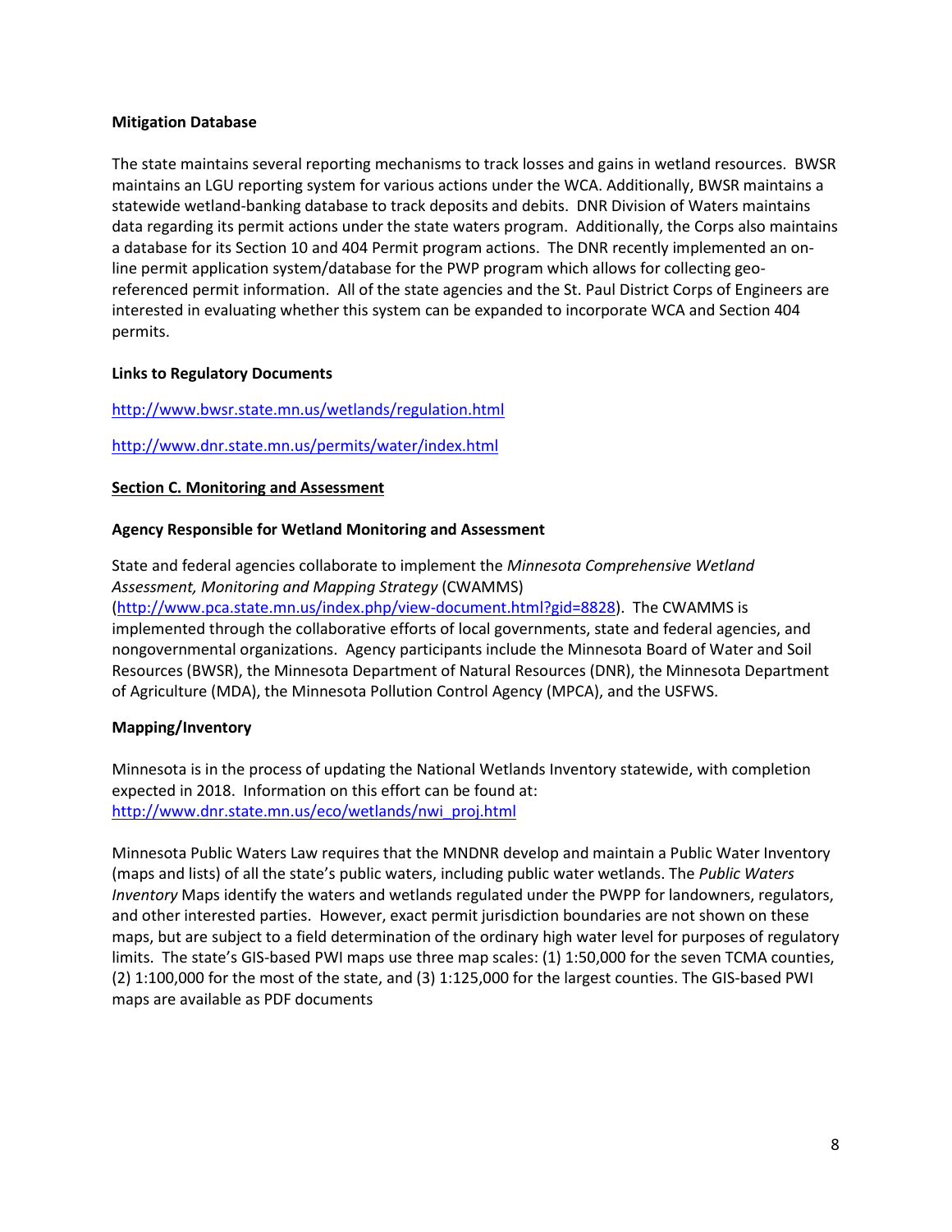**Mitigation Database**

The state maintains several reporting mechanisms to track losses and gains in wetland resources. BWSR maintains an LGU reporting system for various actions under the WCA. Additionally, BWSR maintains a statewide wetland-banking database to track deposits and debits. DNR Division of Waters maintains data regarding its permit actions under the state waters program. Additionally, the Corps also maintains a database for its Section 10 and 404 Permit program actions. The DNR recently implemented an on-line permit application system/database for the PWP program which allows for collecting geo-referenced permit information. All of the state agencies and the St. Paul District Corps of Engineers are interested in evaluating whether this system can be expanded to incorporate WCA and Section 404 permits.

**Links to Regulatory Documents**

http://www.bwsr.state.mn.us/wetlands/regulation.html

http://www.dnr.state.mn.us/permits/water/index.html

## Section C. Monitoring and Assessment

**Agency Responsible for Wetland Monitoring and Assessment**

State and federal agencies collaborate to implement the *Minnesota Comprehensive Wetland Assessment, Monitoring and Mapping Strategy* (CWAMMS) (http://www.pca.state.mn.us/index.php/view-document.html?gid=8828). The CWAMMS is implemented through the collaborative efforts of local governments, state and federal agencies, and nongovernmental organizations. Agency participants include the Minnesota Board of Water and Soil Resources (BWSR), the Minnesota Department of Natural Resources (DNR), the Minnesota Department of Agriculture (MDA), the Minnesota Pollution Control Agency (MPCA), and the USFWS.

**Mapping/Inventory**

Minnesota is in the process of updating the National Wetlands Inventory statewide, with completion expected in 2018. Information on this effort can be found at: http://www.dnr.state.mn.us/eco/wetlands/nwi_proj.html

Minnesota Public Waters Law requires that the MNDNR develop and maintain a Public Water Inventory (maps and lists) of all the state's public waters, including public water wetlands. The *Public Waters Inventory* Maps identify the waters and wetlands regulated under the PWPP for landowners, regulators, and other interested parties. However, exact permit jurisdiction boundaries are not shown on these maps, but are subject to a field determination of the ordinary high water level for purposes of regulatory limits. The state's GIS-based PWI maps use three map scales: (1) 1:50,000 for the seven TCMA counties, (2) 1:100,000 for the most of the state, and (3) 1:125,000 for the largest counties. The GIS-based PWI maps are available as PDF documents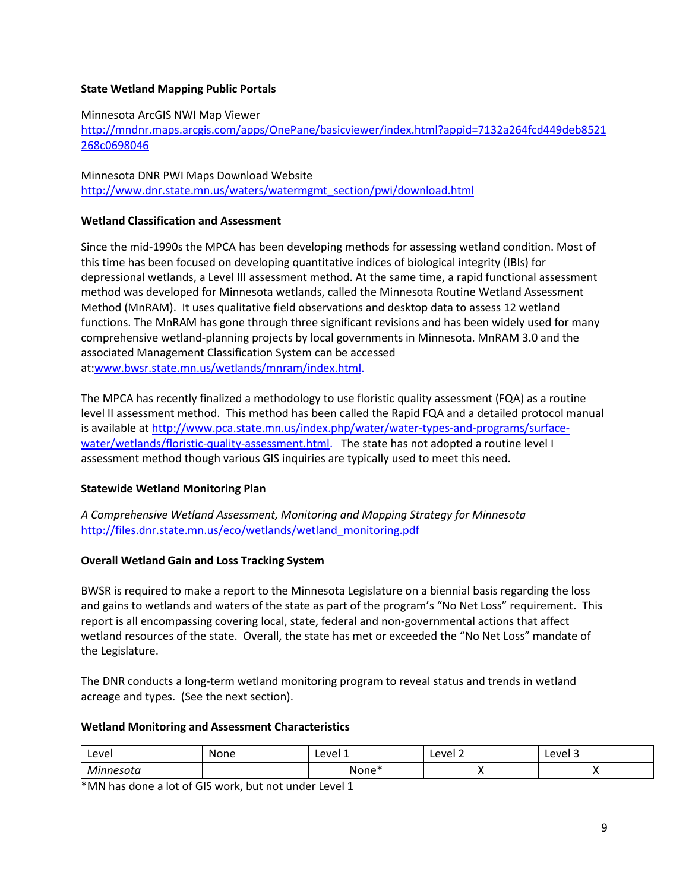**State Wetland Mapping Public Portals**

Minnesota ArcGIS NWI Map Viewer
http://mndnr.maps.arcgis.com/apps/OnePane/basicviewer/index.html?appid=7132a264fcd449deb8521268c0698046

Minnesota DNR PWI Maps Download Website
http://www.dnr.state.mn.us/waters/watermgmt_section/pwi/download.html

**Wetland Classification and Assessment**

Since the mid-1990s the MPCA has been developing methods for assessing wetland condition. Most of this time has been focused on developing quantitative indices of biological integrity (IBIs) for depressional wetlands, a Level III assessment method. At the same time, a rapid functional assessment method was developed for Minnesota wetlands, called the Minnesota Routine Wetland Assessment Method (MnRAM). It uses qualitative field observations and desktop data to assess 12 wetland functions. The MnRAM has gone through three significant revisions and has been widely used for many comprehensive wetland-planning projects by local governments in Minnesota. MnRAM 3.0 and the associated Management Classification System can be accessed at:www.bwsr.state.mn.us/wetlands/mnram/index.html.

The MPCA has recently finalized a methodology to use floristic quality assessment (FQA) as a routine level II assessment method. This method has been called the Rapid FQA and a detailed protocol manual is available at http://www.pca.state.mn.us/index.php/water/water-types-and-programs/surface-water/wetlands/floristic-quality-assessment.html. The state has not adopted a routine level I assessment method though various GIS inquiries are typically used to meet this need.

**Statewide Wetland Monitoring Plan**

*A Comprehensive Wetland Assessment, Monitoring and Mapping Strategy for Minnesota*
http://files.dnr.state.mn.us/eco/wetlands/wetland_monitoring.pdf

**Overall Wetland Gain and Loss Tracking System**

BWSR is required to make a report to the Minnesota Legislature on a biennial basis regarding the loss and gains to wetlands and waters of the state as part of the program's "No Net Loss" requirement. This report is all encompassing covering local, state, federal and non-governmental actions that affect wetland resources of the state. Overall, the state has met or exceeded the "No Net Loss" mandate of the Legislature.

The DNR conducts a long-term wetland monitoring program to reveal status and trends in wetland acreage and types. (See the next section).

**Wetland Monitoring and Assessment Characteristics**

| Level | None | Level 1 | Level 2 | Level 3 |
|---|---|---|---|---|
| *Minnesota* | | None* | X | X |

*MN has done a lot of GIS work, but not under Level 1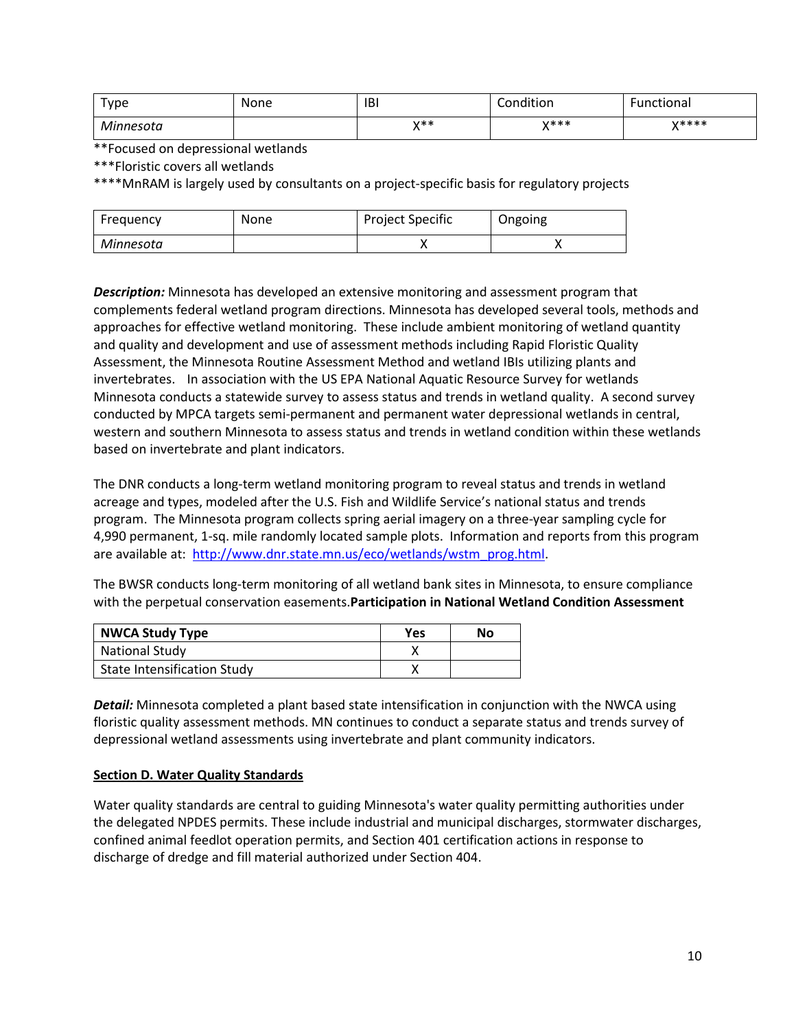| Type | None | IBI | Condition | Functional |
|---|---|---|---|---|
| *Minnesota* | | X** | X*** | X**** |

**Focused on depressional wetlands

***Floristic covers all wetlands

****MnRAM is largely used by consultants on a project-specific basis for regulatory projects

| Frequency | None | Project Specific | Ongoing |
|---|---|---|---|
| *Minnesota* | | X | X |

***Description:*** Minnesota has developed an extensive monitoring and assessment program that complements federal wetland program directions. Minnesota has developed several tools, methods and approaches for effective wetland monitoring. These include ambient monitoring of wetland quantity and quality and development and use of assessment methods including Rapid Floristic Quality Assessment, the Minnesota Routine Assessment Method and wetland IBIs utilizing plants and invertebrates. In association with the US EPA National Aquatic Resource Survey for wetlands Minnesota conducts a statewide survey to assess status and trends in wetland quality. A second survey conducted by MPCA targets semi-permanent and permanent water depressional wetlands in central, western and southern Minnesota to assess status and trends in wetland condition within these wetlands based on invertebrate and plant indicators.

The DNR conducts a long-term wetland monitoring program to reveal status and trends in wetland acreage and types, modeled after the U.S. Fish and Wildlife Service's national status and trends program. The Minnesota program collects spring aerial imagery on a three-year sampling cycle for 4,990 permanent, 1-sq. mile randomly located sample plots. Information and reports from this program are available at: http://www.dnr.state.mn.us/eco/wetlands/wstm_prog.html.

The BWSR conducts long-term monitoring of all wetland bank sites in Minnesota, to ensure compliance with the perpetual conservation easements.**Participation in National Wetland Condition Assessment**

| NWCA Study Type | Yes | No |
|---|---|---|
| National Study | X | |
| State Intensification Study | X | |

***Detail:*** Minnesota completed a plant based state intensification in conjunction with the NWCA using floristic quality assessment methods. MN continues to conduct a separate status and trends survey of depressional wetland assessments using invertebrate and plant community indicators.

## Section D. Water Quality Standards

Water quality standards are central to guiding Minnesota's water quality permitting authorities under the delegated NPDES permits. These include industrial and municipal discharges, stormwater discharges, confined animal feedlot operation permits, and Section 401 certification actions in response to discharge of dredge and fill material authorized under Section 404.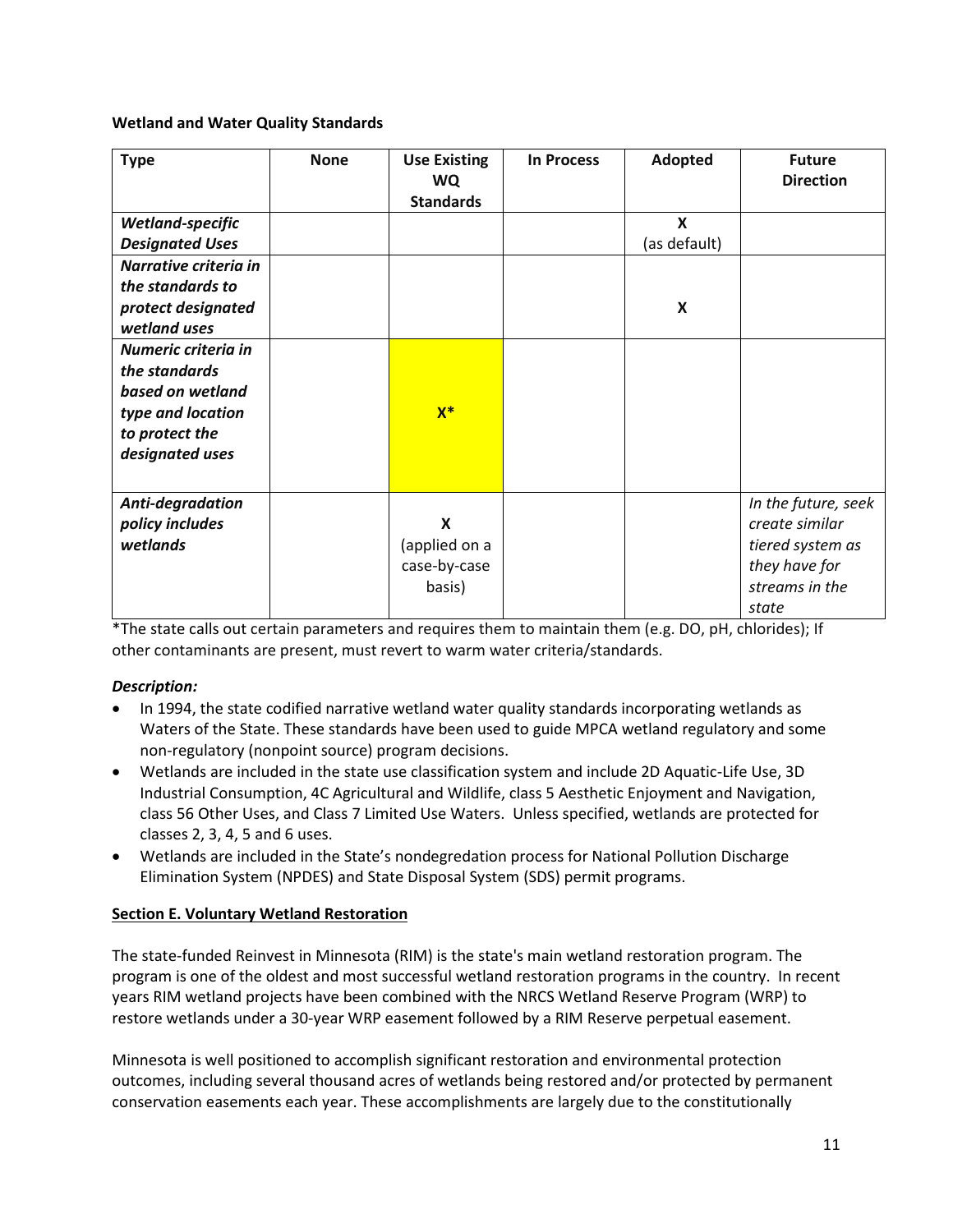**Wetland and Water Quality Standards**

| Type | None | Use Existing WQ Standards | In Process | Adopted | Future Direction |
|---|---|---|---|---|---|
| ***Wetland-specific Designated Uses*** | | | | **X** (as default) | |
| ***Narrative criteria in the standards to protect designated wetland uses*** | | | | **X** | |
| ***Numeric criteria in the standards based on wetland type and location to protect the designated uses*** | | **X*** | | | |
| ***Anti-degradation policy includes wetlands*** | | **X** (applied on a case-by-case basis) | | | *In the future, seek create similar tiered system as they have for streams in the state* |

*The state calls out certain parameters and requires them to maintain them (e.g. DO, pH, chlorides); If other contaminants are present, must revert to warm water criteria/standards.

***Description:***

- In 1994, the state codified narrative wetland water quality standards incorporating wetlands as Waters of the State. These standards have been used to guide MPCA wetland regulatory and some non-regulatory (nonpoint source) program decisions.
- Wetlands are included in the state use classification system and include 2D Aquatic-Life Use, 3D Industrial Consumption, 4C Agricultural and Wildlife, class 5 Aesthetic Enjoyment and Navigation, class 56 Other Uses, and Class 7 Limited Use Waters. Unless specified, wetlands are protected for classes 2, 3, 4, 5 and 6 uses.
- Wetlands are included in the State's nondegredation process for National Pollution Discharge Elimination System (NPDES) and State Disposal System (SDS) permit programs.

## Section E. Voluntary Wetland Restoration

The state-funded Reinvest in Minnesota (RIM) is the state's main wetland restoration program. The program is one of the oldest and most successful wetland restoration programs in the country. In recent years RIM wetland projects have been combined with the NRCS Wetland Reserve Program (WRP) to restore wetlands under a 30-year WRP easement followed by a RIM Reserve perpetual easement.

Minnesota is well positioned to accomplish significant restoration and environmental protection outcomes, including several thousand acres of wetlands being restored and/or protected by permanent conservation easements each year. These accomplishments are largely due to the constitutionally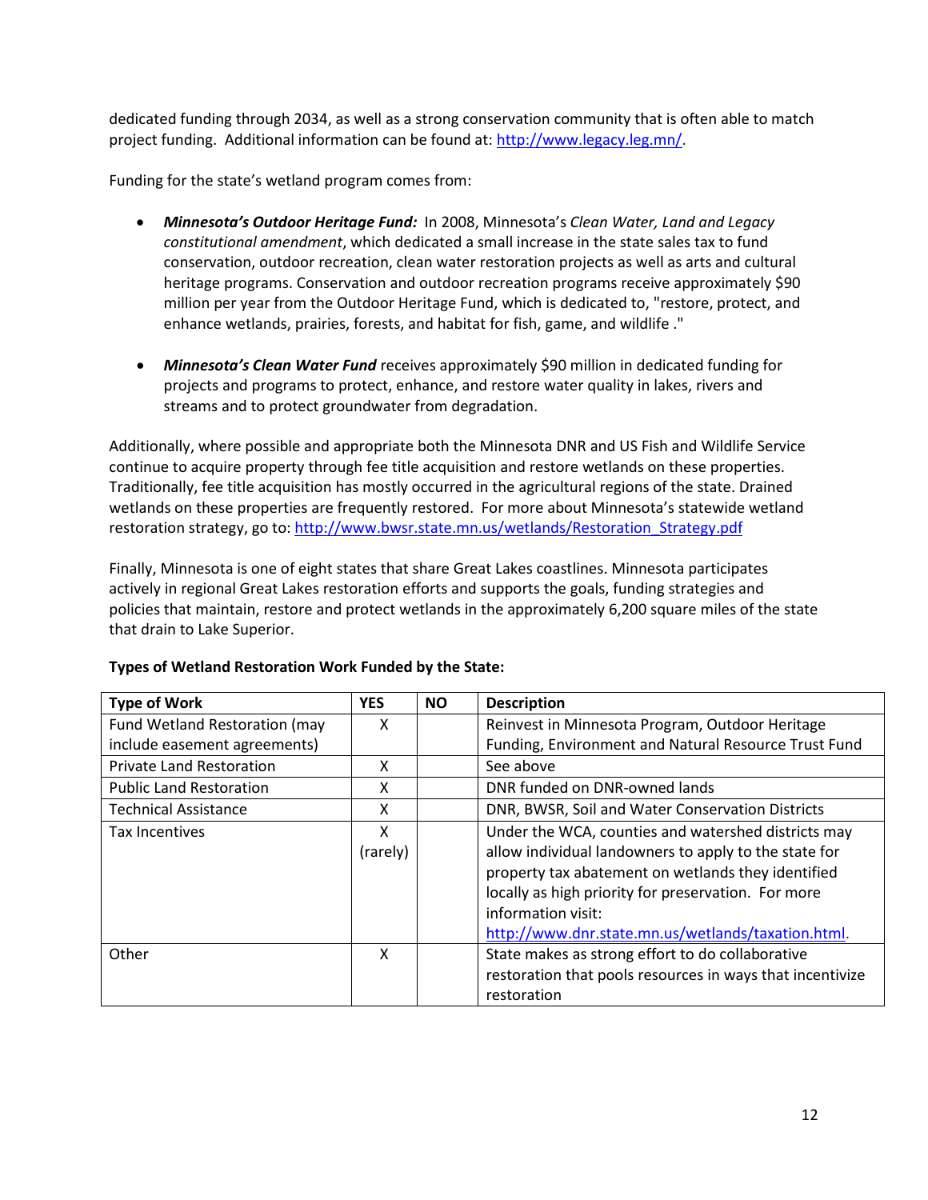dedicated funding through 2034, as well as a strong conservation community that is often able to match project funding. Additional information can be found at: http://www.legacy.leg.mn/.

Funding for the state's wetland program comes from:

- ***Minnesota's Outdoor Heritage Fund:*** In 2008, Minnesota's *Clean Water, Land and Legacy constitutional amendment*, which dedicated a small increase in the state sales tax to fund conservation, outdoor recreation, clean water restoration projects as well as arts and cultural heritage programs. Conservation and outdoor recreation programs receive approximately $90 million per year from the Outdoor Heritage Fund, which is dedicated to, "restore, protect, and enhance wetlands, prairies, forests, and habitat for fish, game, and wildlife ."

- ***Minnesota's Clean Water Fund*** receives approximately $90 million in dedicated funding for projects and programs to protect, enhance, and restore water quality in lakes, rivers and streams and to protect groundwater from degradation.

Additionally, where possible and appropriate both the Minnesota DNR and US Fish and Wildlife Service continue to acquire property through fee title acquisition and restore wetlands on these properties. Traditionally, fee title acquisition has mostly occurred in the agricultural regions of the state. Drained wetlands on these properties are frequently restored. For more about Minnesota's statewide wetland restoration strategy, go to: http://www.bwsr.state.mn.us/wetlands/Restoration_Strategy.pdf

Finally, Minnesota is one of eight states that share Great Lakes coastlines. Minnesota participates actively in regional Great Lakes restoration efforts and supports the goals, funding strategies and policies that maintain, restore and protect wetlands in the approximately 6,200 square miles of the state that drain to Lake Superior.

**Types of Wetland Restoration Work Funded by the State:**

| Type of Work | YES | NO | Description |
|---|---|---|---|
| Fund Wetland Restoration (may include easement agreements) | X | | Reinvest in Minnesota Program, Outdoor Heritage Funding, Environment and Natural Resource Trust Fund |
| Private Land Restoration | X | | See above |
| Public Land Restoration | X | | DNR funded on DNR-owned lands |
| Technical Assistance | X | | DNR, BWSR, Soil and Water Conservation Districts |
| Tax Incentives | X (rarely) | | Under the WCA, counties and watershed districts may allow individual landowners to apply to the state for property tax abatement on wetlands they identified locally as high priority for preservation. For more information visit: http://www.dnr.state.mn.us/wetlands/taxation.html. |
| Other | X | | State makes as strong effort to do collaborative restoration that pools resources in ways that incentivize restoration |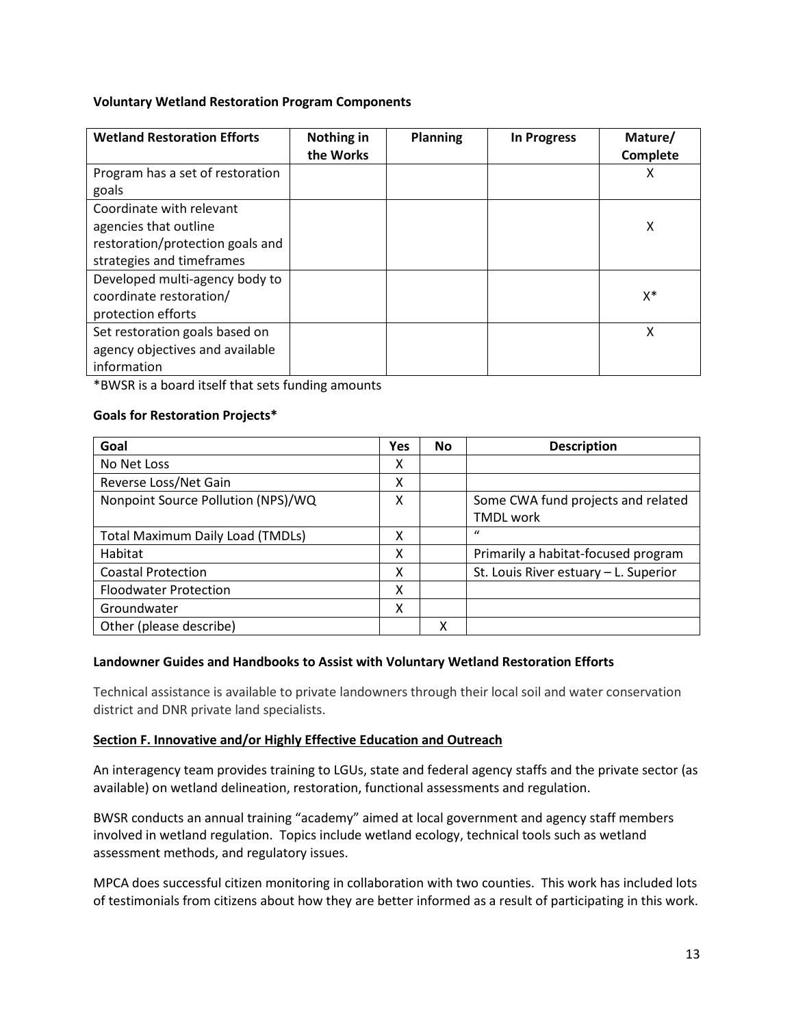**Voluntary Wetland Restoration Program Components**

| Wetland Restoration Efforts | Nothing in the Works | Planning | In Progress | Mature/ Complete |
|---|---|---|---|---|
| Program has a set of restoration goals | | | | X |
| Coordinate with relevant agencies that outline restoration/protection goals and strategies and timeframes | | | | X |
| Developed multi-agency body to coordinate restoration/ protection efforts | | | | X* |
| Set restoration goals based on agency objectives and available information | | | | X |

*BWSR is a board itself that sets funding amounts

**Goals for Restoration Projects***

| Goal | Yes | No | Description |
|---|---|---|---|
| No Net Loss | X | | |
| Reverse Loss/Net Gain | X | | |
| Nonpoint Source Pollution (NPS)/WQ | X | | Some CWA fund projects and related TMDL work |
| Total Maximum Daily Load (TMDLs) | X | | " |
| Habitat | X | | Primarily a habitat-focused program |
| Coastal Protection | X | | St. Louis River estuary – L. Superior |
| Floodwater Protection | X | | |
| Groundwater | X | | |
| Other (please describe) | | X | |

**Landowner Guides and Handbooks to Assist with Voluntary Wetland Restoration Efforts**

Technical assistance is available to private landowners through their local soil and water conservation district and DNR private land specialists.

**Section F. Innovative and/or Highly Effective Education and Outreach**

An interagency team provides training to LGUs, state and federal agency staffs and the private sector (as available) on wetland delineation, restoration, functional assessments and regulation.

BWSR conducts an annual training "academy" aimed at local government and agency staff members involved in wetland regulation. Topics include wetland ecology, technical tools such as wetland assessment methods, and regulatory issues.

MPCA does successful citizen monitoring in collaboration with two counties. This work has included lots of testimonials from citizens about how they are better informed as a result of participating in this work.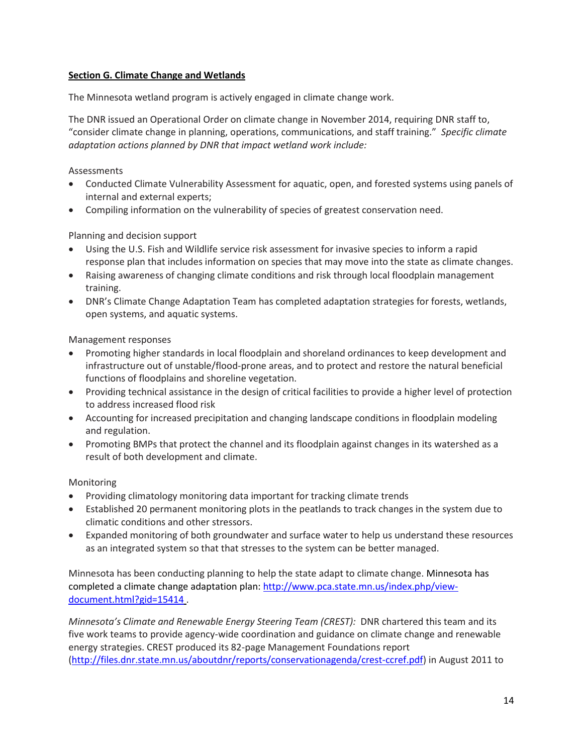**Section G. Climate Change and Wetlands**

The Minnesota wetland program is actively engaged in climate change work.

The DNR issued an Operational Order on climate change in November 2014, requiring DNR staff to, "consider climate change in planning, operations, communications, and staff training." *Specific climate adaptation actions planned by DNR that impact wetland work include:*

Assessments

- Conducted Climate Vulnerability Assessment for aquatic, open, and forested systems using panels of internal and external experts;
- Compiling information on the vulnerability of species of greatest conservation need.

Planning and decision support

- Using the U.S. Fish and Wildlife service risk assessment for invasive species to inform a rapid response plan that includes information on species that may move into the state as climate changes.
- Raising awareness of changing climate conditions and risk through local floodplain management training.
- DNR's Climate Change Adaptation Team has completed adaptation strategies for forests, wetlands, open systems, and aquatic systems.

Management responses

- Promoting higher standards in local floodplain and shoreland ordinances to keep development and infrastructure out of unstable/flood-prone areas, and to protect and restore the natural beneficial functions of floodplains and shoreline vegetation.
- Providing technical assistance in the design of critical facilities to provide a higher level of protection to address increased flood risk
- Accounting for increased precipitation and changing landscape conditions in floodplain modeling and regulation.
- Promoting BMPs that protect the channel and its floodplain against changes in its watershed as a result of both development and climate.

Monitoring

- Providing climatology monitoring data important for tracking climate trends
- Established 20 permanent monitoring plots in the peatlands to track changes in the system due to climatic conditions and other stressors.
- Expanded monitoring of both groundwater and surface water to help us understand these resources as an integrated system so that that stresses to the system can be better managed.

Minnesota has been conducting planning to help the state adapt to climate change. Minnesota has completed a climate change adaptation plan: [http://www.pca.state.mn.us/index.php/view-document.html?gid=15414](http://www.pca.state.mn.us/index.php/view-document.html?gid=15414) .

*Minnesota's Climate and Renewable Energy Steering Team (CREST):* DNR chartered this team and its five work teams to provide agency-wide coordination and guidance on climate change and renewable energy strategies. CREST produced its 82-page Management Foundations report ([http://files.dnr.state.mn.us/aboutdnr/reports/conservationagenda/crest-ccref.pdf](http://files.dnr.state.mn.us/aboutdnr/reports/conservationagenda/crest-ccref.pdf)) in August 2011 to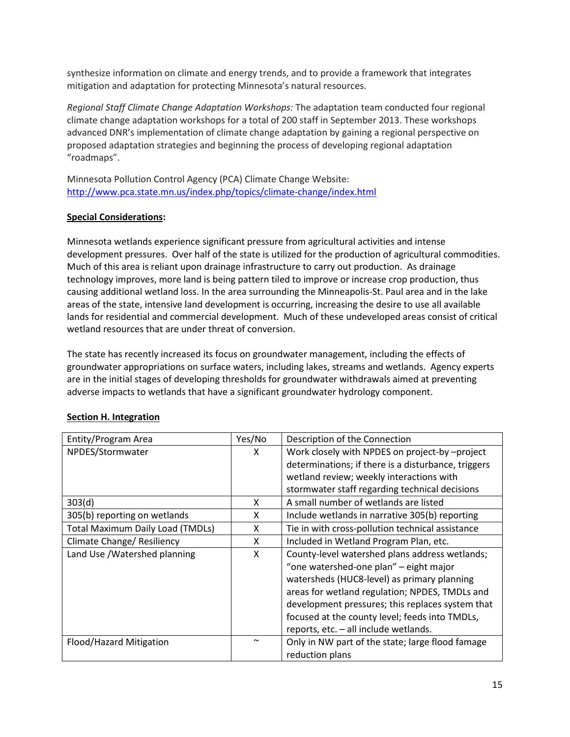synthesize information on climate and energy trends, and to provide a framework that integrates mitigation and adaptation for protecting Minnesota's natural resources.

*Regional Staff Climate Change Adaptation Workshops:* The adaptation team conducted four regional climate change adaptation workshops for a total of 200 staff in September 2013. These workshops advanced DNR's implementation of climate change adaptation by gaining a regional perspective on proposed adaptation strategies and beginning the process of developing regional adaptation "roadmaps".

Minnesota Pollution Control Agency (PCA) Climate Change Website: http://www.pca.state.mn.us/index.php/topics/climate-change/index.html

**Special Considerations:**

Minnesota wetlands experience significant pressure from agricultural activities and intense development pressures. Over half of the state is utilized for the production of agricultural commodities. Much of this area is reliant upon drainage infrastructure to carry out production. As drainage technology improves, more land is being pattern tiled to improve or increase crop production, thus causing additional wetland loss. In the area surrounding the Minneapolis-St. Paul area and in the lake areas of the state, intensive land development is occurring, increasing the desire to use all available lands for residential and commercial development. Much of these undeveloped areas consist of critical wetland resources that are under threat of conversion.

The state has recently increased its focus on groundwater management, including the effects of groundwater appropriations on surface waters, including lakes, streams and wetlands. Agency experts are in the initial stages of developing thresholds for groundwater withdrawals aimed at preventing adverse impacts to wetlands that have a significant groundwater hydrology component.

**Section H. Integration**

| Entity/Program Area | Yes/No | Description of the Connection |
|---|---|---|
| NPDES/Stormwater | X | Work closely with NPDES on project-by –project determinations; if there is a disturbance, triggers wetland review; weekly interactions with stormwater staff regarding technical decisions |
| 303(d) | X | A small number of wetlands are listed |
| 305(b) reporting on wetlands | X | Include wetlands in narrative 305(b) reporting |
| Total Maximum Daily Load (TMDLs) | X | Tie in with cross-pollution technical assistance |
| Climate Change/ Resiliency | X | Included in Wetland Program Plan, etc. |
| Land Use /Watershed planning | X | County-level watershed plans address wetlands; "one watershed-one plan" – eight major watersheds (HUC8-level) as primary planning areas for wetland regulation; NPDES, TMDLs and development pressures; this replaces system that focused at the county level; feeds into TMDLs, reports, etc. – all include wetlands. |
| Flood/Hazard Mitigation | ~ | Only in NW part of the state; large flood famage reduction plans |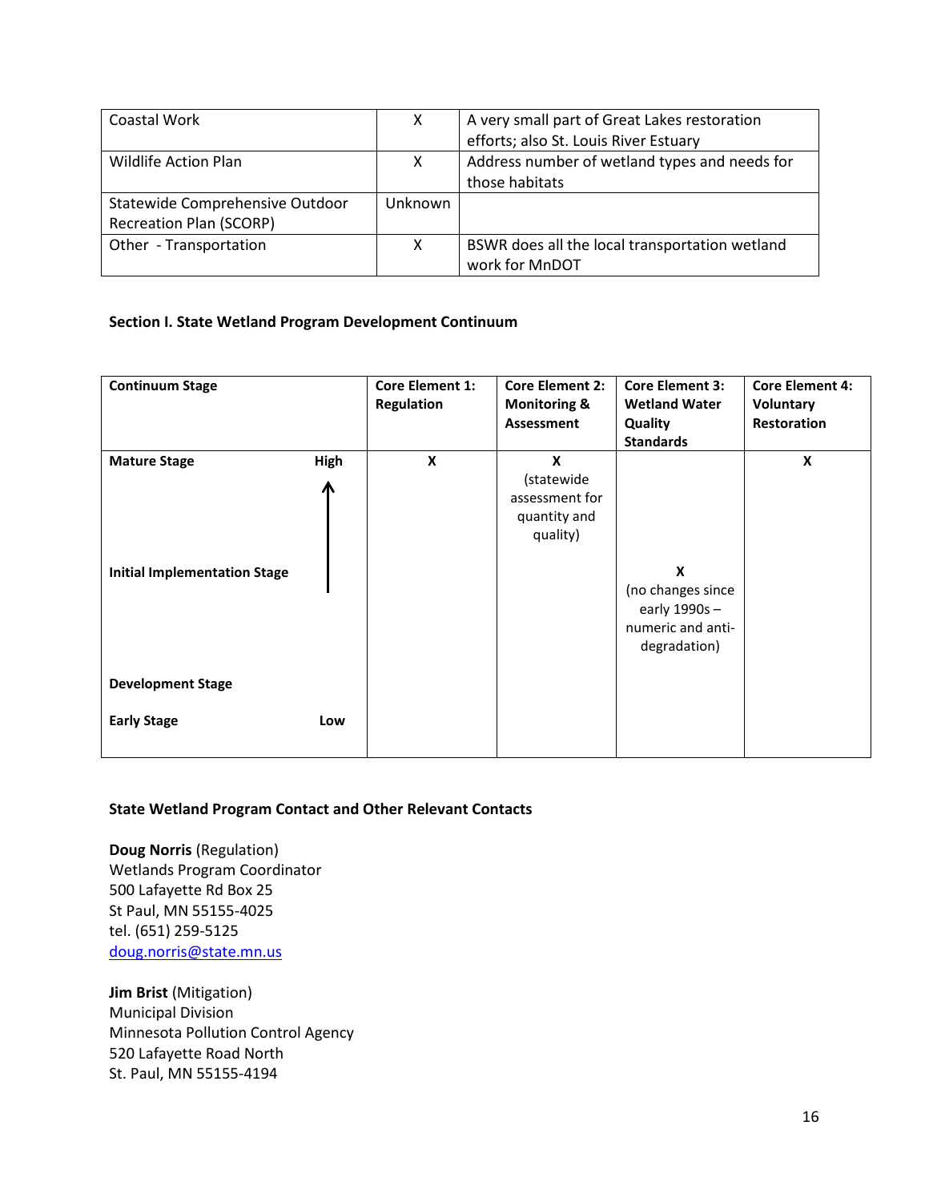| | | |
|---|---|---|
| Coastal Work | X | A very small part of Great Lakes restoration efforts; also St. Louis River Estuary |
| Wildlife Action Plan | X | Address number of wetland types and needs for those habitats |
| Statewide Comprehensive Outdoor Recreation Plan (SCORP) | Unknown | |
| Other - Transportation | X | BSWR does all the local transportation wetland work for MnDOT |

**Section I. State Wetland Program Development Continuum**

| Continuum Stage | | Core Element 1: Regulation | Core Element 2: Monitoring & Assessment | Core Element 3: Wetland Water Quality Standards | Core Element 4: Voluntary Restoration |
|---|---|---|---|---|---|
| **Mature Stage** | **High** ↑ | **X** | **X** (statewide assessment for quantity and quality) | | **X** |
| **Initial Implementation Stage** | | | | **X** (no changes since early 1990s – numeric and anti-degradation) | |
| **Development Stage** | | | | | |
| **Early Stage** | **Low** | | | | |

**State Wetland Program Contact and Other Relevant Contacts**

**Doug Norris** (Regulation)
Wetlands Program Coordinator
500 Lafayette Rd Box 25
St Paul, MN 55155-4025
tel. (651) 259-5125
doug.norris@state.mn.us

**Jim Brist** (Mitigation)
Municipal Division
Minnesota Pollution Control Agency
520 Lafayette Road North
St. Paul, MN 55155-4194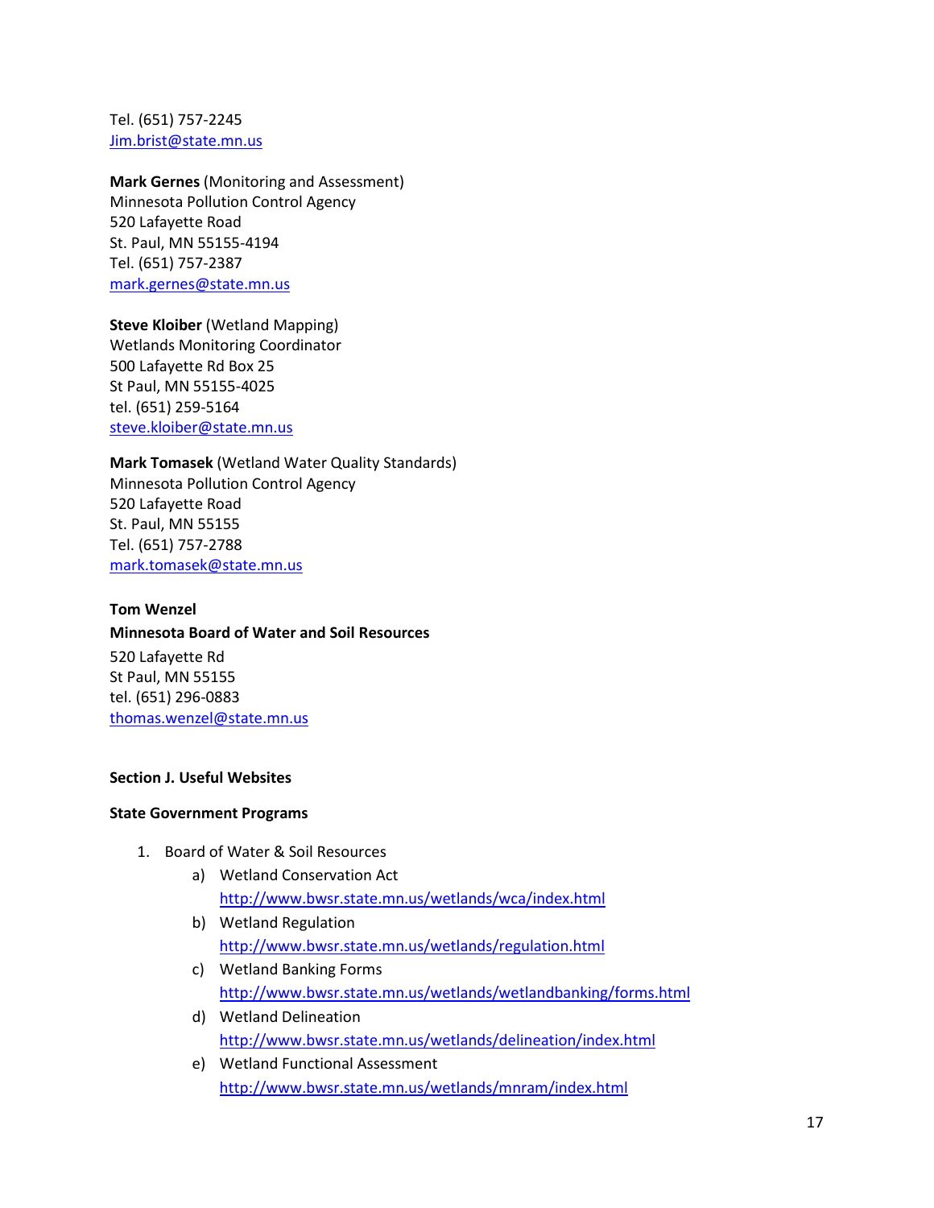Tel. (651) 757-2245
Jim.brist@state.mn.us

**Mark Gernes** (Monitoring and Assessment)
Minnesota Pollution Control Agency
520 Lafayette Road
St. Paul, MN 55155-4194
Tel. (651) 757-2387
mark.gernes@state.mn.us

**Steve Kloiber** (Wetland Mapping)
Wetlands Monitoring Coordinator
500 Lafayette Rd Box 25
St Paul, MN 55155-4025
tel. (651) 259-5164
steve.kloiber@state.mn.us

**Mark Tomasek** (Wetland Water Quality Standards)
Minnesota Pollution Control Agency
520 Lafayette Road
St. Paul, MN 55155
Tel. (651) 757-2788
mark.tomasek@state.mn.us

**Tom Wenzel**
**Minnesota Board of Water and Soil Resources**
520 Lafayette Rd
St Paul, MN 55155
tel. (651) 296-0883
thomas.wenzel@state.mn.us

**Section J. Useful Websites**

**State Government Programs**

1. Board of Water & Soil Resources
   a) Wetland Conservation Act
      http://www.bwsr.state.mn.us/wetlands/wca/index.html
   b) Wetland Regulation
      http://www.bwsr.state.mn.us/wetlands/regulation.html
   c) Wetland Banking Forms
      http://www.bwsr.state.mn.us/wetlands/wetlandbanking/forms.html
   d) Wetland Delineation
      http://www.bwsr.state.mn.us/wetlands/delineation/index.html
   e) Wetland Functional Assessment
      http://www.bwsr.state.mn.us/wetlands/mnram/index.html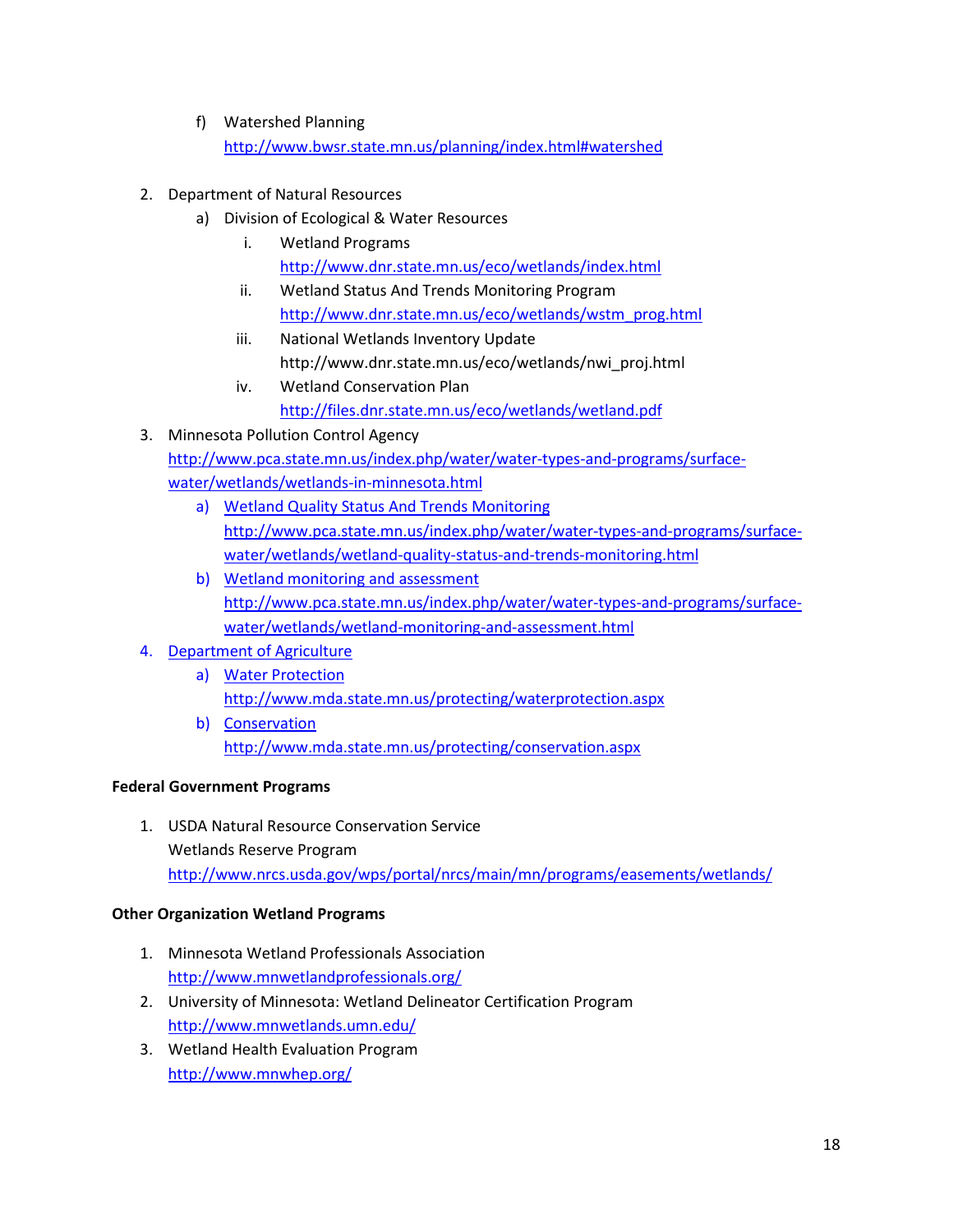f) Watershed Planning
   http://www.bwsr.state.mn.us/planning/index.html#watershed

2. Department of Natural Resources
   a) Division of Ecological & Water Resources
      i. Wetland Programs
         http://www.dnr.state.mn.us/eco/wetlands/index.html
      ii. Wetland Status And Trends Monitoring Program
         http://www.dnr.state.mn.us/eco/wetlands/wstm_prog.html
      iii. National Wetlands Inventory Update
         http://www.dnr.state.mn.us/eco/wetlands/nwi_proj.html
      iv. Wetland Conservation Plan
         http://files.dnr.state.mn.us/eco/wetlands/wetland.pdf
3. Minnesota Pollution Control Agency
   http://www.pca.state.mn.us/index.php/water/water-types-and-programs/surface-water/wetlands/wetlands-in-minnesota.html
   a) Wetland Quality Status And Trends Monitoring
      http://www.pca.state.mn.us/index.php/water/water-types-and-programs/surface-water/wetlands/wetland-quality-status-and-trends-monitoring.html
   b) Wetland monitoring and assessment
      http://www.pca.state.mn.us/index.php/water/water-types-and-programs/surface-water/wetlands/wetland-monitoring-and-assessment.html
4. Department of Agriculture
   a) Water Protection
      http://www.mda.state.mn.us/protecting/waterprotection.aspx
   b) Conservation
      http://www.mda.state.mn.us/protecting/conservation.aspx

**Federal Government Programs**

1. USDA Natural Resource Conservation Service
   Wetlands Reserve Program
   http://www.nrcs.usda.gov/wps/portal/nrcs/main/mn/programs/easements/wetlands/

**Other Organization Wetland Programs**

1. Minnesota Wetland Professionals Association
   http://www.mnwetlandprofessionals.org/
2. University of Minnesota: Wetland Delineator Certification Program
   http://www.mnwetlands.umn.edu/
3. Wetland Health Evaluation Program
   http://www.mnwhep.org/